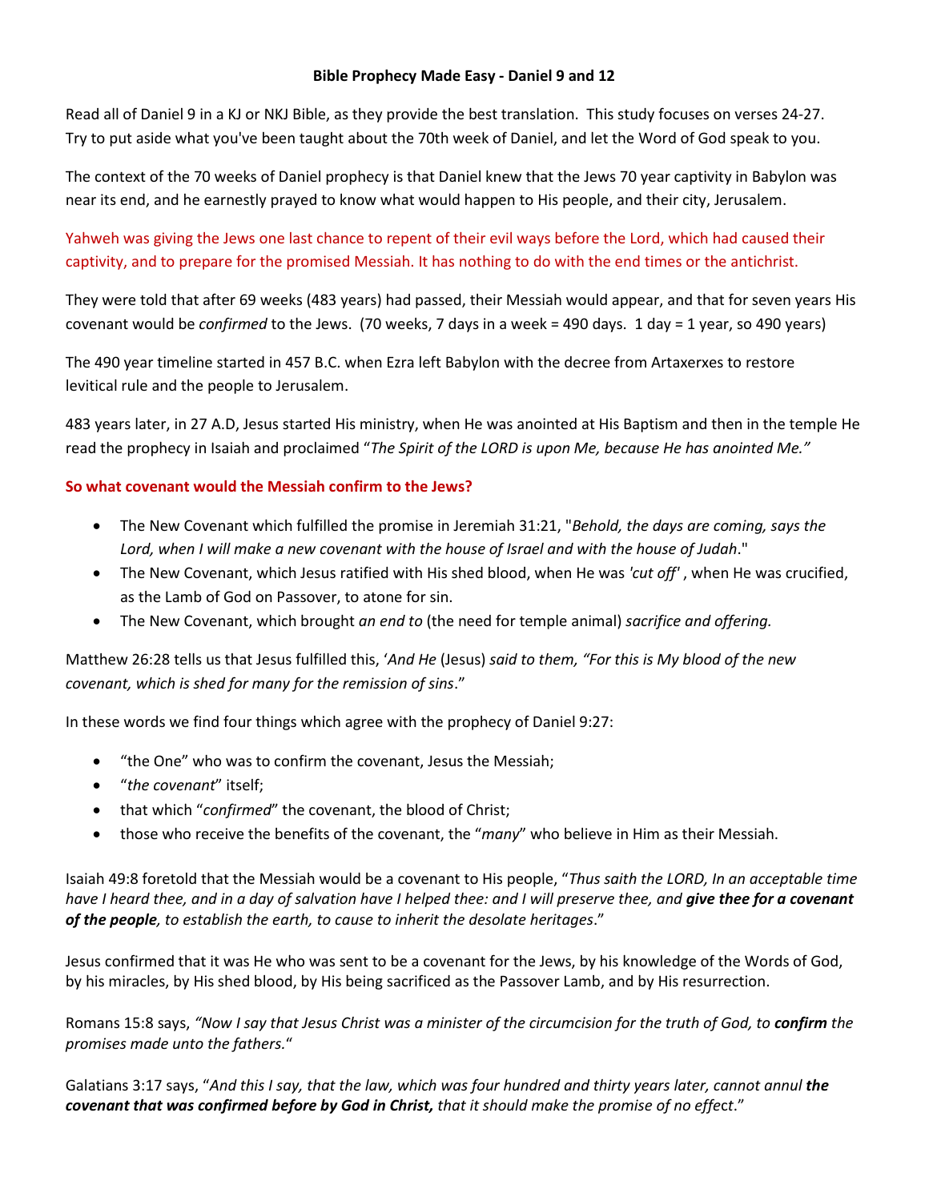# Bible Prophecy Made Easy - Daniel 9 and 12

Read all of Daniel 9 in a KJ or NKJ Bible, as they provide the best translation. This study focuses on verses 24-27. Try to put aside what you've been taught about the 70th week of Daniel, and let the Word of God speak to you.

The context of the 70 weeks of Daniel prophecy is that Daniel knew that the Jews 70 year captivity in Babylon was near its end, and he earnestly prayed to know what would happen to His people, and their city, Jerusalem.

Yahweh was giving the Jews one last chance to repent of their evil ways before the Lord, which had caused their captivity, and to prepare for the promised Messiah. It has nothing to do with the end times or the antichrist.

They were told that after 69 weeks (483 years) had passed, their Messiah would appear, and that for seven years His covenant would be *confirmed* to the Jews. (70 weeks, 7 days in a week = 490 days. 1 day = 1 year, so 490 years)

The 490 year timeline started in 457 B.C. when Ezra left Babylon with the decree from Artaxerxes to restore levitical rule and the people to Jerusalem.

483 years later, in 27 A.D, Jesus started His ministry, when He was anointed at His Baptism and then in the temple He read the prophecy in Isaiah and proclaimed "*The Spirit of the LORD is upon Me, because He has anointed Me."*

**So what covenant would the Messiah confirm to the Jews?**

- The New Covenant which fulfilled the promise in Jeremiah 31:21, "*Behold, the days are coming, says the Lord, when I will make a new covenant with the house of Israel and with the house of Judah*."
- The New Covenant, which Jesus ratified with His shed blood, when He was *'cut off'* , when He was crucified, as the Lamb of God on Passover, to atone for sin.
- The New Covenant, which brought *an end to* (the need for temple animal) *sacrifice and offering.*

Matthew 26:28 tells us that Jesus fulfilled this, '*And He* (Jesus) *said to them, "For this is My blood of the new covenant, which is shed for many for the remission of sins*."

In these words we find four things which agree with the prophecy of Daniel 9:27:

- "the One" who was to confirm the covenant, Jesus the Messiah;
- "*the covenant*" itself;
- that which "*confirmed*" the covenant, the blood of Christ;
- those who receive the benefits of the covenant, the "*many*" who believe in Him as their Messiah.

Isaiah 49:8 foretold that the Messiah would be a covenant to His people, "*Thus saith the LORD, In an acceptable time have I heard thee, and in a day of salvation have I helped thee: and I will preserve thee, and* ***give thee for a covenant of the people****, to establish the earth, to cause to inherit the desolate heritages*."

Jesus confirmed that it was He who was sent to be a covenant for the Jews, by his knowledge of the Words of God, by his miracles, by His shed blood, by His being sacrificed as the Passover Lamb, and by His resurrection.

Romans 15:8 says, *"Now I say that Jesus Christ was a minister of the circumcision for the truth of God, to* ***confirm*** *the promises made unto the fathers.*"

Galatians 3:17 says, "*And this I say, that the law, which was four hundred and thirty years later, cannot annul* ***the covenant that was confirmed before by God in Christ,*** *that it should make the promise of no effect*."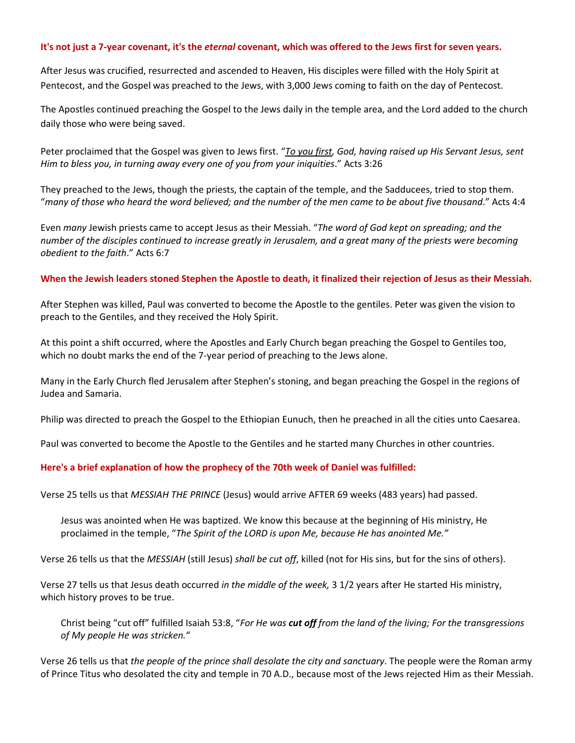**It's not just a 7-year covenant, it's the *eternal* covenant, which was offered to the Jews first for seven years.**

After Jesus was crucified, resurrected and ascended to Heaven, His disciples were filled with the Holy Spirit at Pentecost, and the Gospel was preached to the Jews, with 3,000 Jews coming to faith on the day of Pentecost.

The Apostles continued preaching the Gospel to the Jews daily in the temple area, and the Lord added to the church daily those who were being saved.

Peter proclaimed that the Gospel was given to Jews first. "*To you first, God, having raised up His Servant Jesus, sent Him to bless you, in turning away every one of you from your iniquities*." Acts 3:26

They preached to the Jews, though the priests, the captain of the temple, and the Sadducees, tried to stop them. "*many of those who heard the word believed; and the number of the men came to be about five thousand*." Acts 4:4

Even *many* Jewish priests came to accept Jesus as their Messiah. "*The word of God kept on spreading; and the number of the disciples continued to increase greatly in Jerusalem, and a great many of the priests were becoming obedient to the faith*." Acts 6:7

**When the Jewish leaders stoned Stephen the Apostle to death, it finalized their rejection of Jesus as their Messiah.**

After Stephen was killed, Paul was converted to become the Apostle to the gentiles. Peter was given the vision to preach to the Gentiles, and they received the Holy Spirit.

At this point a shift occurred, where the Apostles and Early Church began preaching the Gospel to Gentiles too, which no doubt marks the end of the 7-year period of preaching to the Jews alone.

Many in the Early Church fled Jerusalem after Stephen's stoning, and began preaching the Gospel in the regions of Judea and Samaria.

Philip was directed to preach the Gospel to the Ethiopian Eunuch, then he preached in all the cities unto Caesarea.

Paul was converted to become the Apostle to the Gentiles and he started many Churches in other countries.

**Here's a brief explanation of how the prophecy of the 70th week of Daniel was fulfilled:**

Verse 25 tells us that *MESSIAH THE PRINCE* (Jesus) would arrive AFTER 69 weeks (483 years) had passed.

> Jesus was anointed when He was baptized. We know this because at the beginning of His ministry, He proclaimed in the temple, "*The Spirit of the LORD is upon Me, because He has anointed Me."*

Verse 26 tells us that the *MESSIAH* (still Jesus) *shall be cut off*, killed (not for His sins, but for the sins of others).

Verse 27 tells us that Jesus death occurred *in the middle of the week,* 3 1/2 years after He started His ministry, which history proves to be true.

> Christ being "cut off" fulfilled Isaiah 53:8, "*For He was* ***cut off*** *from the land of the living; For the transgressions of My people He was stricken.*"

Verse 26 tells us that *the people of the prince shall desolate the city and sanctuary*. The people were the Roman army of Prince Titus who desolated the city and temple in 70 A.D., because most of the Jews rejected Him as their Messiah.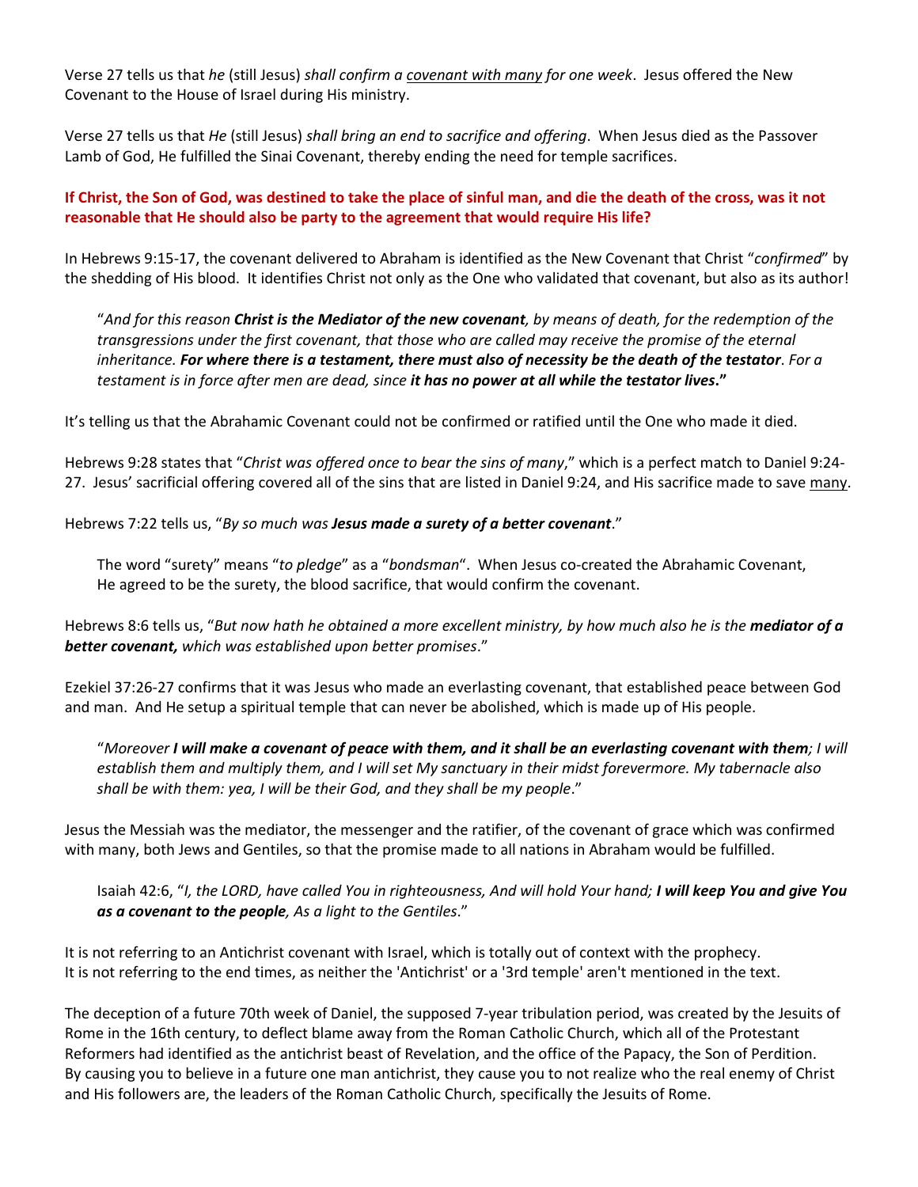Verse 27 tells us that *he* (still Jesus) *shall confirm a covenant with many for one week*. Jesus offered the New Covenant to the House of Israel during His ministry.

Verse 27 tells us that *He* (still Jesus) *shall bring an end to sacrifice and offering*. When Jesus died as the Passover Lamb of God, He fulfilled the Sinai Covenant, thereby ending the need for temple sacrifices.

**If Christ, the Son of God, was destined to take the place of sinful man, and die the death of the cross, was it not reasonable that He should also be party to the agreement that would require His life?**

In Hebrews 9:15-17, the covenant delivered to Abraham is identified as the New Covenant that Christ "*confirmed*" by the shedding of His blood. It identifies Christ not only as the One who validated that covenant, but also as its author!

> "*And for this reason* ***Christ is the Mediator of the new covenant****, by means of death, for the redemption of the transgressions under the first covenant, that those who are called may receive the promise of the eternal inheritance.* ***For where there is a testament, there must also of necessity be the death of the testator****. For a testament is in force after men are dead, since* ***it has no power at all while the testator lives*****."**

It's telling us that the Abrahamic Covenant could not be confirmed or ratified until the One who made it died.

Hebrews 9:28 states that "*Christ was offered once to bear the sins of many*," which is a perfect match to Daniel 9:24-27. Jesus' sacrificial offering covered all of the sins that are listed in Daniel 9:24, and His sacrifice made to save many.

Hebrews 7:22 tells us, "*By so much was* ***Jesus made a surety of a better covenant***."

> The word "surety" means "*to pledge*" as a "*bondsman*". When Jesus co-created the Abrahamic Covenant, He agreed to be the surety, the blood sacrifice, that would confirm the covenant.

Hebrews 8:6 tells us, "*But now hath he obtained a more excellent ministry, by how much also he is the* ***mediator of a better covenant,*** *which was established upon better promises*."

Ezekiel 37:26-27 confirms that it was Jesus who made an everlasting covenant, that established peace between God and man. And He setup a spiritual temple that can never be abolished, which is made up of His people.

> "*Moreover* ***I will make a covenant of peace with them, and it shall be an everlasting covenant with them****; I will establish them and multiply them, and I will set My sanctuary in their midst forevermore. My tabernacle also shall be with them: yea, I will be their God, and they shall be my people*."

Jesus the Messiah was the mediator, the messenger and the ratifier, of the covenant of grace which was confirmed with many, both Jews and Gentiles, so that the promise made to all nations in Abraham would be fulfilled.

> Isaiah 42:6, "*I, the LORD, have called You in righteousness, And will hold Your hand;* ***I will keep You and give You as a covenant to the people****, As a light to the Gentiles*."

It is not referring to an Antichrist covenant with Israel, which is totally out of context with the prophecy.
It is not referring to the end times, as neither the 'Antichrist' or a '3rd temple' aren't mentioned in the text.

The deception of a future 70th week of Daniel, the supposed 7-year tribulation period, was created by the Jesuits of Rome in the 16th century, to deflect blame away from the Roman Catholic Church, which all of the Protestant Reformers had identified as the antichrist beast of Revelation, and the office of the Papacy, the Son of Perdition. By causing you to believe in a future one man antichrist, they cause you to not realize who the real enemy of Christ and His followers are, the leaders of the Roman Catholic Church, specifically the Jesuits of Rome.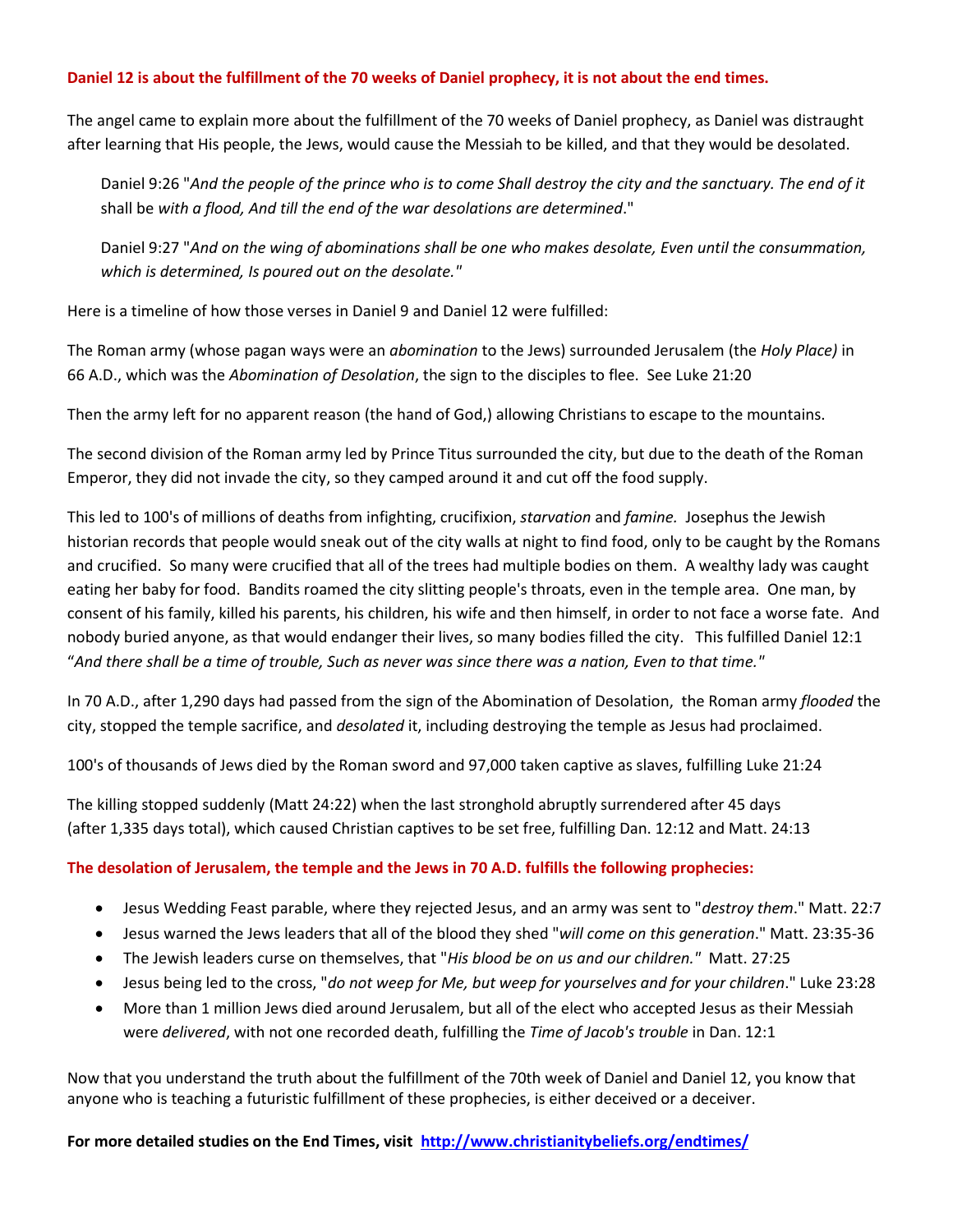**Daniel 12 is about the fulfillment of the 70 weeks of Daniel prophecy, it is not about the end times.**

The angel came to explain more about the fulfillment of the 70 weeks of Daniel prophecy, as Daniel was distraught after learning that His people, the Jews, would cause the Messiah to be killed, and that they would be desolated.

> Daniel 9:26 "*And the people of the prince who is to come Shall destroy the city and the sanctuary. The end of it* shall be *with a flood, And till the end of the war desolations are determined*."
>
> Daniel 9:27 "*And on the wing of abominations shall be one who makes desolate, Even until the consummation, which is determined, Is poured out on the desolate."*

Here is a timeline of how those verses in Daniel 9 and Daniel 12 were fulfilled:

The Roman army (whose pagan ways were an *abomination* to the Jews) surrounded Jerusalem (the *Holy Place)* in 66 A.D., which was the *Abomination of Desolation*, the sign to the disciples to flee. See Luke 21:20

Then the army left for no apparent reason (the hand of God,) allowing Christians to escape to the mountains.

The second division of the Roman army led by Prince Titus surrounded the city, but due to the death of the Roman Emperor, they did not invade the city, so they camped around it and cut off the food supply.

This led to 100's of millions of deaths from infighting, crucifixion, *starvation* and *famine.* Josephus the Jewish historian records that people would sneak out of the city walls at night to find food, only to be caught by the Romans and crucified. So many were crucified that all of the trees had multiple bodies on them. A wealthy lady was caught eating her baby for food. Bandits roamed the city slitting people's throats, even in the temple area. One man, by consent of his family, killed his parents, his children, his wife and then himself, in order to not face a worse fate. And nobody buried anyone, as that would endanger their lives, so many bodies filled the city. This fulfilled Daniel 12:1 "*And there shall be a time of trouble, Such as never was since there was a nation, Even to that time."*

In 70 A.D., after 1,290 days had passed from the sign of the Abomination of Desolation, the Roman army *flooded* the city, stopped the temple sacrifice, and *desolated* it, including destroying the temple as Jesus had proclaimed.

100's of thousands of Jews died by the Roman sword and 97,000 taken captive as slaves, fulfilling Luke 21:24

The killing stopped suddenly (Matt 24:22) when the last stronghold abruptly surrendered after 45 days (after 1,335 days total), which caused Christian captives to be set free, fulfilling Dan. 12:12 and Matt. 24:13

**The desolation of Jerusalem, the temple and the Jews in 70 A.D. fulfills the following prophecies:**

- Jesus Wedding Feast parable, where they rejected Jesus, and an army was sent to "*destroy them*." Matt. 22:7
- Jesus warned the Jews leaders that all of the blood they shed "*will come on this generation*." Matt. 23:35-36
- The Jewish leaders curse on themselves, that "*His blood be on us and our children."* Matt. 27:25
- Jesus being led to the cross, "*do not weep for Me, but weep for yourselves and for your children*." Luke 23:28
- More than 1 million Jews died around Jerusalem, but all of the elect who accepted Jesus as their Messiah were *delivered*, with not one recorded death, fulfilling the *Time of Jacob's trouble* in Dan. 12:1

Now that you understand the truth about the fulfillment of the 70th week of Daniel and Daniel 12, you know that anyone who is teaching a futuristic fulfillment of these prophecies, is either deceived or a deceiver.

**For more detailed studies on the End Times, visit [http://www.christianitybeliefs.org/endtimes/](http://www.christianitybeliefs.org/endtimes/)**